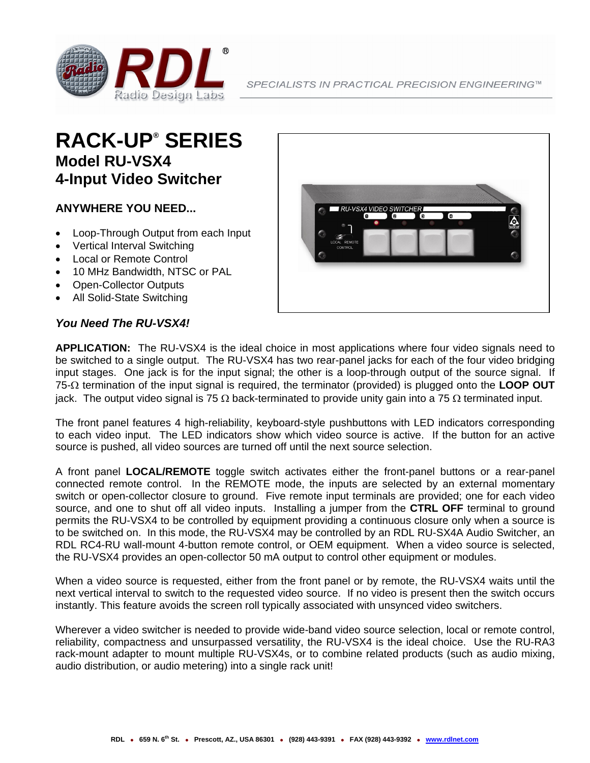SPECIALISTS IN PRACTICAL PRECISION ENGINEERING™

# RACK-UP® SERIES
## Model RU-VSX4
## 4-Input Video Switcher

### ANYWHERE YOU NEED...

- Loop-Through Output from each Input
- Vertical Interval Switching
- Local or Remote Control
- 10 MHz Bandwidth, NTSC or PAL
- Open-Collector Outputs
- All Solid-State Switching

***You Need The RU-VSX4!***

**APPLICATION:** The RU-VSX4 is the ideal choice in most applications where four video signals need to be switched to a single output. The RU-VSX4 has two rear-panel jacks for each of the four video bridging input stages. One jack is for the input signal; the other is a loop-through output of the source signal. If 75-Ω termination of the input signal is required, the terminator (provided) is plugged onto the **LOOP OUT** jack. The output video signal is 75 Ω back-terminated to provide unity gain into a 75 Ω terminated input.

The front panel features 4 high-reliability, keyboard-style pushbuttons with LED indicators corresponding to each video input. The LED indicators show which video source is active. If the button for an active source is pushed, all video sources are turned off until the next source selection.

A front panel **LOCAL/REMOTE** toggle switch activates either the front-panel buttons or a rear-panel connected remote control. In the REMOTE mode, the inputs are selected by an external momentary switch or open-collector closure to ground. Five remote input terminals are provided; one for each video source, and one to shut off all video inputs. Installing a jumper from the **CTRL OFF** terminal to ground permits the RU-VSX4 to be controlled by equipment providing a continuous closure only when a source is to be switched on. In this mode, the RU-VSX4 may be controlled by an RDL RU-SX4A Audio Switcher, an RDL RC4-RU wall-mount 4-button remote control, or OEM equipment. When a video source is selected, the RU-VSX4 provides an open-collector 50 mA output to control other equipment or modules.

When a video source is requested, either from the front panel or by remote, the RU-VSX4 waits until the next vertical interval to switch to the requested video source. If no video is present then the switch occurs instantly. This feature avoids the screen roll typically associated with unsynced video switchers.

Wherever a video switcher is needed to provide wide-band video source selection, local or remote control, reliability, compactness and unsurpassed versatility, the RU-VSX4 is the ideal choice. Use the RU-RA3 rack-mount adapter to mount multiple RU-VSX4s, or to combine related products (such as audio mixing, audio distribution, or audio metering) into a single rack unit!

RDL • 659 N. 6th St. • Prescott, AZ., USA 86301 • (928) 443-9391 • FAX (928) 443-9392 • www.rdlnet.com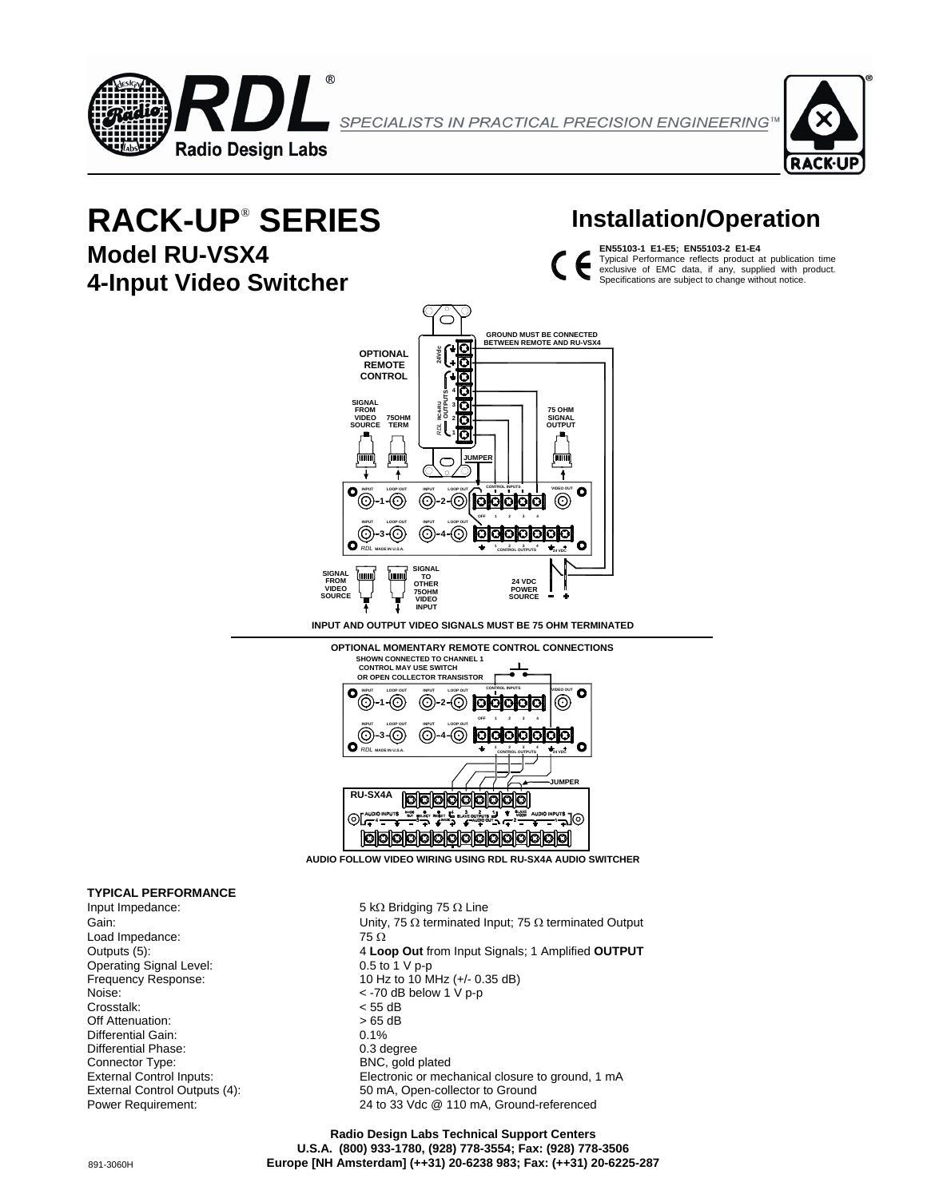# RACK-UP® SERIES

## Model RU-VSX4
## 4-Input Video Switcher

# Installation/Operation

**EN55103-1 E1-E5; EN55103-2 E1-E4**
Typical Performance reflects product at publication time exclusive of EMC data, if any, supplied with product. Specifications are subject to change without notice.

GROUND MUST BE CONNECTED BETWEEN REMOTE AND RU-VSX4

OPTIONAL REMOTE CONTROL

SIGNAL FROM VIDEO SOURCE

75OHM TERM

75 OHM SIGNAL OUTPUT

JUMPER

SIGNAL FROM VIDEO SOURCE

SIGNAL TO OTHER 75OHM VIDEO INPUT

24 VDC POWER SOURCE

INPUT AND OUTPUT VIDEO SIGNALS MUST BE 75 OHM TERMINATED

OPTIONAL MOMENTARY REMOTE CONTROL CONNECTIONS

SHOWN CONNECTED TO CHANNEL 1
CONTROL MAY USE SWITCH
OR OPEN COLLECTOR TRANSISTOR

JUMPER

RU-SX4A

AUDIO FOLLOW VIDEO WIRING USING RDL RU-SX4A AUDIO SWITCHER

### TYPICAL PERFORMANCE

| | |
|---|---|
| Input Impedance: | 5 kΩ Bridging 75 Ω Line |
| Gain: | Unity, 75 Ω terminated Input; 75 Ω terminated Output |
| Load Impedance: | 75 Ω |
| Outputs (5): | 4 **Loop Out** from Input Signals; 1 Amplified **OUTPUT** |
| Operating Signal Level: | 0.5 to 1 V p-p |
| Frequency Response: | 10 Hz to 10 MHz (+/- 0.35 dB) |
| Noise: | < -70 dB below 1 V p-p |
| Crosstalk: | < 55 dB |
| Off Attenuation: | > 65 dB |
| Differential Gain: | 0.1% |
| Differential Phase: | 0.3 degree |
| Connector Type: | BNC, gold plated |
| External Control Inputs: | Electronic or mechanical closure to ground, 1 mA |
| External Control Outputs (4): | 50 mA, Open-collector to Ground |
| Power Requirement: | 24 to 33 Vdc @ 110 mA, Ground-referenced |

**Radio Design Labs Technical Support Centers**
**U.S.A. (800) 933-1780, (928) 778-3554; Fax: (928) 778-3506**
**Europe [NH Amsterdam] (++31) 20-6238 983; Fax: (++31) 20-6225-287**

891-3060H